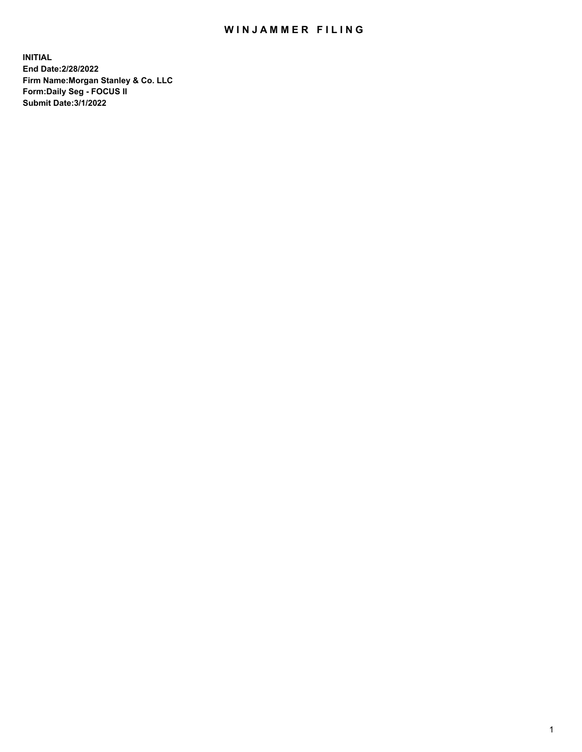# WINJAMMER FILING

**INITIAL**
**End Date:2/28/2022**
**Firm Name:Morgan Stanley & Co. LLC**
**Form:Daily Seg - FOCUS II**
**Submit Date:3/1/2022**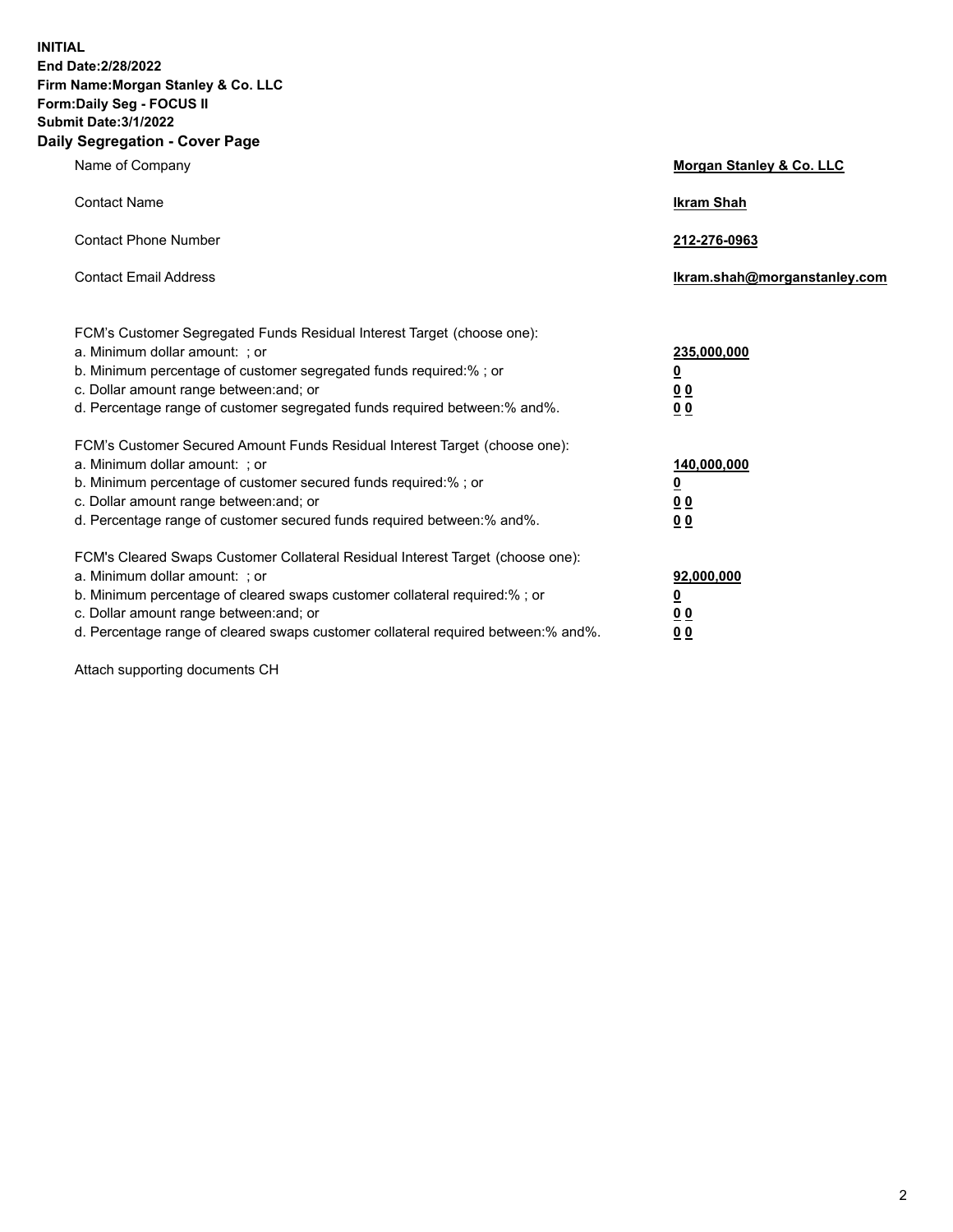**INITIAL**
**End Date:2/28/2022**
**Firm Name:Morgan Stanley & Co. LLC**
**Form:Daily Seg - FOCUS II**
**Submit Date:3/1/2022**

## Daily Segregation - Cover Page

| | |
|---|---|
| Name of Company | **Morgan Stanley & Co. LLC** |
| Contact Name | **Ikram Shah** |
| Contact Phone Number | **212-276-0963** |
| Contact Email Address | **Ikram.shah@morganstanley.com** |

| | |
|---|---|
| FCM's Customer Segregated Funds Residual Interest Target (choose one): | |
| a. Minimum dollar amount: ; or | **235,000,000** |
| b. Minimum percentage of customer segregated funds required:% ; or | **0** |
| c. Dollar amount range between:and; or | **0 0** |
| d. Percentage range of customer segregated funds required between:% and%. | **0 0** |
| FCM's Customer Secured Amount Funds Residual Interest Target (choose one): | |
| a. Minimum dollar amount: ; or | **140,000,000** |
| b. Minimum percentage of customer secured funds required:% ; or | **0** |
| c. Dollar amount range between:and; or | **0 0** |
| d. Percentage range of customer secured funds required between:% and%. | **0 0** |
| FCM's Cleared Swaps Customer Collateral Residual Interest Target (choose one): | |
| a. Minimum dollar amount: ; or | **92,000,000** |
| b. Minimum percentage of cleared swaps customer collateral required:% ; or | **0** |
| c. Dollar amount range between:and; or | **0 0** |
| d. Percentage range of cleared swaps customer collateral required between:% and%. | **0 0** |

Attach supporting documents CH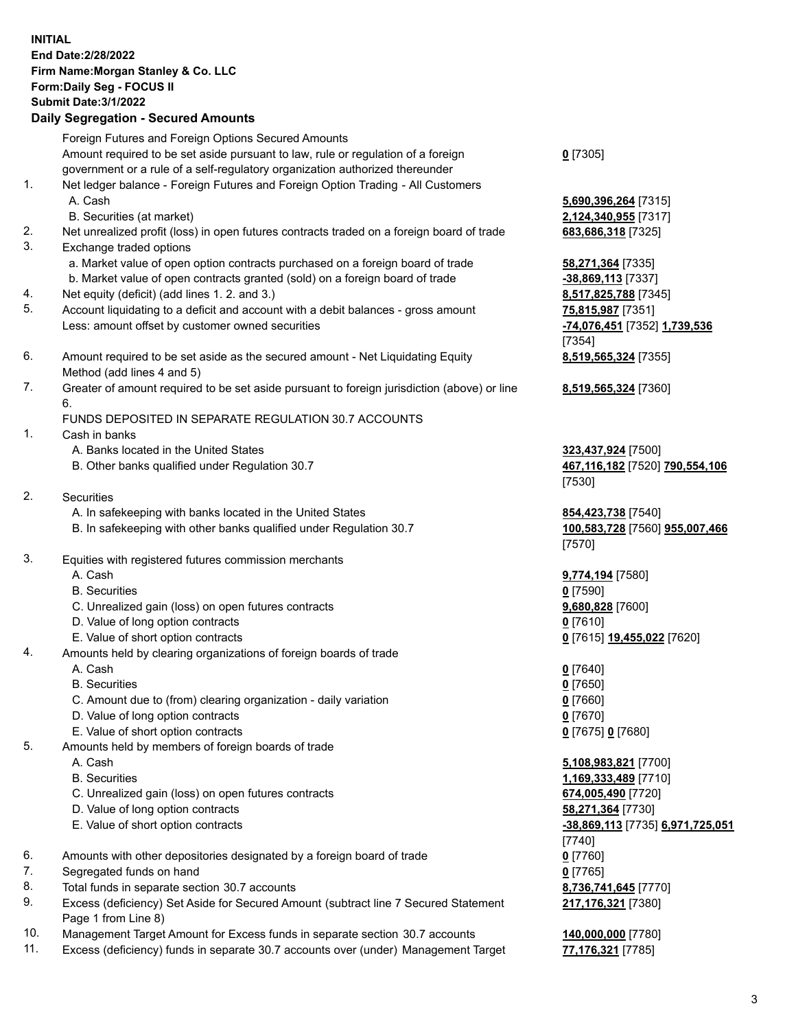**INITIAL**
**End Date:2/28/2022**
**Firm Name:Morgan Stanley & Co. LLC**
**Form:Daily Seg - FOCUS II**
**Submit Date:3/1/2022**

## Daily Segregation - Secured Amounts

| | | |
|---|---|---|
| | Foreign Futures and Foreign Options Secured Amounts | |
| | Amount required to be set aside pursuant to law, rule or regulation of a foreign government or a rule of a self-regulatory organization authorized thereunder | **0** [7305] |
| 1. | Net ledger balance - Foreign Futures and Foreign Option Trading - All Customers | |
| | A. Cash | **5,690,396,264** [7315] |
| | B. Securities (at market) | **2,124,340,955** [7317] |
| 2. | Net unrealized profit (loss) in open futures contracts traded on a foreign board of trade | **683,686,318** [7325] |
| 3. | Exchange traded options | |
| | a. Market value of open option contracts purchased on a foreign board of trade | **58,271,364** [7335] |
| | b. Market value of open contracts granted (sold) on a foreign board of trade | **-38,869,113** [7337] |
| 4. | Net equity (deficit) (add lines 1. 2. and 3.) | **8,517,825,788** [7345] |
| 5. | Account liquidating to a deficit and account with a debit balances - gross amount | **75,815,987** [7351] |
| | Less: amount offset by customer owned securities | **-74,076,451** [7352] **1,739,536** [7354] |
| 6. | Amount required to be set aside as the secured amount - Net Liquidating Equity Method (add lines 4 and 5) | **8,519,565,324** [7355] |
| 7. | Greater of amount required to be set aside pursuant to foreign jurisdiction (above) or line 6. | **8,519,565,324** [7360] |
| | FUNDS DEPOSITED IN SEPARATE REGULATION 30.7 ACCOUNTS | |
| 1. | Cash in banks | |
| | A. Banks located in the United States | **323,437,924** [7500] |
| | B. Other banks qualified under Regulation 30.7 | **467,116,182** [7520] **790,554,106** [7530] |
| 2. | Securities | |
| | A. In safekeeping with banks located in the United States | **854,423,738** [7540] |
| | B. In safekeeping with other banks qualified under Regulation 30.7 | **100,583,728** [7560] **955,007,466** [7570] |
| 3. | Equities with registered futures commission merchants | |
| | A. Cash | **9,774,194** [7580] |
| | B. Securities | **0** [7590] |
| | C. Unrealized gain (loss) on open futures contracts | **9,680,828** [7600] |
| | D. Value of long option contracts | **0** [7610] |
| | E. Value of short option contracts | **0** [7615] **19,455,022** [7620] |
| 4. | Amounts held by clearing organizations of foreign boards of trade | |
| | A. Cash | **0** [7640] |
| | B. Securities | **0** [7650] |
| | C. Amount due to (from) clearing organization - daily variation | **0** [7660] |
| | D. Value of long option contracts | **0** [7670] |
| | E. Value of short option contracts | **0** [7675] **0** [7680] |
| 5. | Amounts held by members of foreign boards of trade | |
| | A. Cash | **5,108,983,821** [7700] |
| | B. Securities | **1,169,333,489** [7710] |
| | C. Unrealized gain (loss) on open futures contracts | **674,005,490** [7720] |
| | D. Value of long option contracts | **58,271,364** [7730] |
| | E. Value of short option contracts | **-38,869,113** [7735] **6,971,725,051** [7740] |
| 6. | Amounts with other depositories designated by a foreign board of trade | **0** [7760] |
| 7. | Segregated funds on hand | **0** [7765] |
| 8. | Total funds in separate section 30.7 accounts | **8,736,741,645** [7770] |
| 9. | Excess (deficiency) Set Aside for Secured Amount (subtract line 7 Secured Statement Page 1 from Line 8) | **217,176,321** [7380] |
| 10. | Management Target Amount for Excess funds in separate section 30.7 accounts | **140,000,000** [7780] |
| 11. | Excess (deficiency) funds in separate 30.7 accounts over (under) Management Target | **77,176,321** [7785] |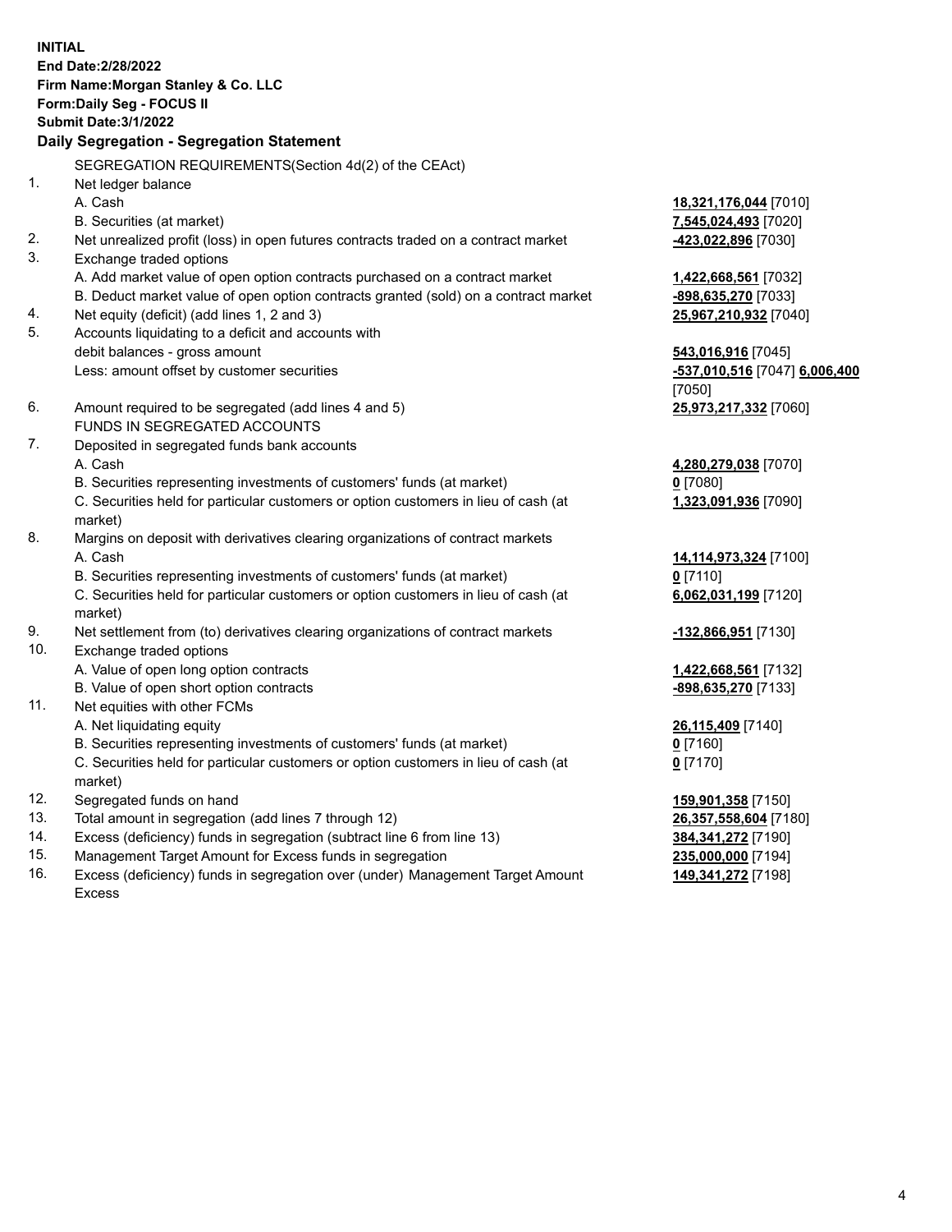**INITIAL**
**End Date:2/28/2022**
**Firm Name:Morgan Stanley & Co. LLC**
**Form:Daily Seg - FOCUS II**
**Submit Date:3/1/2022**

## Daily Segregation - Segregation Statement

SEGREGATION REQUIREMENTS(Section 4d(2) of the CEAct)

| | | |
|---|---|---|
| 1. | Net ledger balance | |
| | A. Cash | **18,321,176,044** [7010] |
| | B. Securities (at market) | **7,545,024,493** [7020] |
| 2. | Net unrealized profit (loss) in open futures contracts traded on a contract market | **-423,022,896** [7030] |
| 3. | Exchange traded options | |
| | A. Add market value of open option contracts purchased on a contract market | **1,422,668,561** [7032] |
| | B. Deduct market value of open option contracts granted (sold) on a contract market | **-898,635,270** [7033] |
| 4. | Net equity (deficit) (add lines 1, 2 and 3) | **25,967,210,932** [7040] |
| 5. | Accounts liquidating to a deficit and accounts with debit balances - gross amount | **543,016,916** [7045] |
| | Less: amount offset by customer securities | **-537,010,516** [7047] **6,006,400** [7050] |
| 6. | Amount required to be segregated (add lines 4 and 5) | **25,973,217,332** [7060] |
| | FUNDS IN SEGREGATED ACCOUNTS | |
| 7. | Deposited in segregated funds bank accounts | |
| | A. Cash | **4,280,279,038** [7070] |
| | B. Securities representing investments of customers' funds (at market) | **0** [7080] |
| | C. Securities held for particular customers or option customers in lieu of cash (at market) | **1,323,091,936** [7090] |
| 8. | Margins on deposit with derivatives clearing organizations of contract markets | |
| | A. Cash | **14,114,973,324** [7100] |
| | B. Securities representing investments of customers' funds (at market) | **0** [7110] |
| | C. Securities held for particular customers or option customers in lieu of cash (at market) | **6,062,031,199** [7120] |
| 9. | Net settlement from (to) derivatives clearing organizations of contract markets | **-132,866,951** [7130] |
| 10. | Exchange traded options | |
| | A. Value of open long option contracts | **1,422,668,561** [7132] |
| | B. Value of open short option contracts | **-898,635,270** [7133] |
| 11. | Net equities with other FCMs | |
| | A. Net liquidating equity | **26,115,409** [7140] |
| | B. Securities representing investments of customers' funds (at market) | **0** [7160] |
| | C. Securities held for particular customers or option customers in lieu of cash (at market) | **0** [7170] |
| 12. | Segregated funds on hand | **159,901,358** [7150] |
| 13. | Total amount in segregation (add lines 7 through 12) | **26,357,558,604** [7180] |
| 14. | Excess (deficiency) funds in segregation (subtract line 6 from line 13) | **384,341,272** [7190] |
| 15. | Management Target Amount for Excess funds in segregation | **235,000,000** [7194] |
| 16. | Excess (deficiency) funds in segregation over (under) Management Target Amount Excess | **149,341,272** [7198] |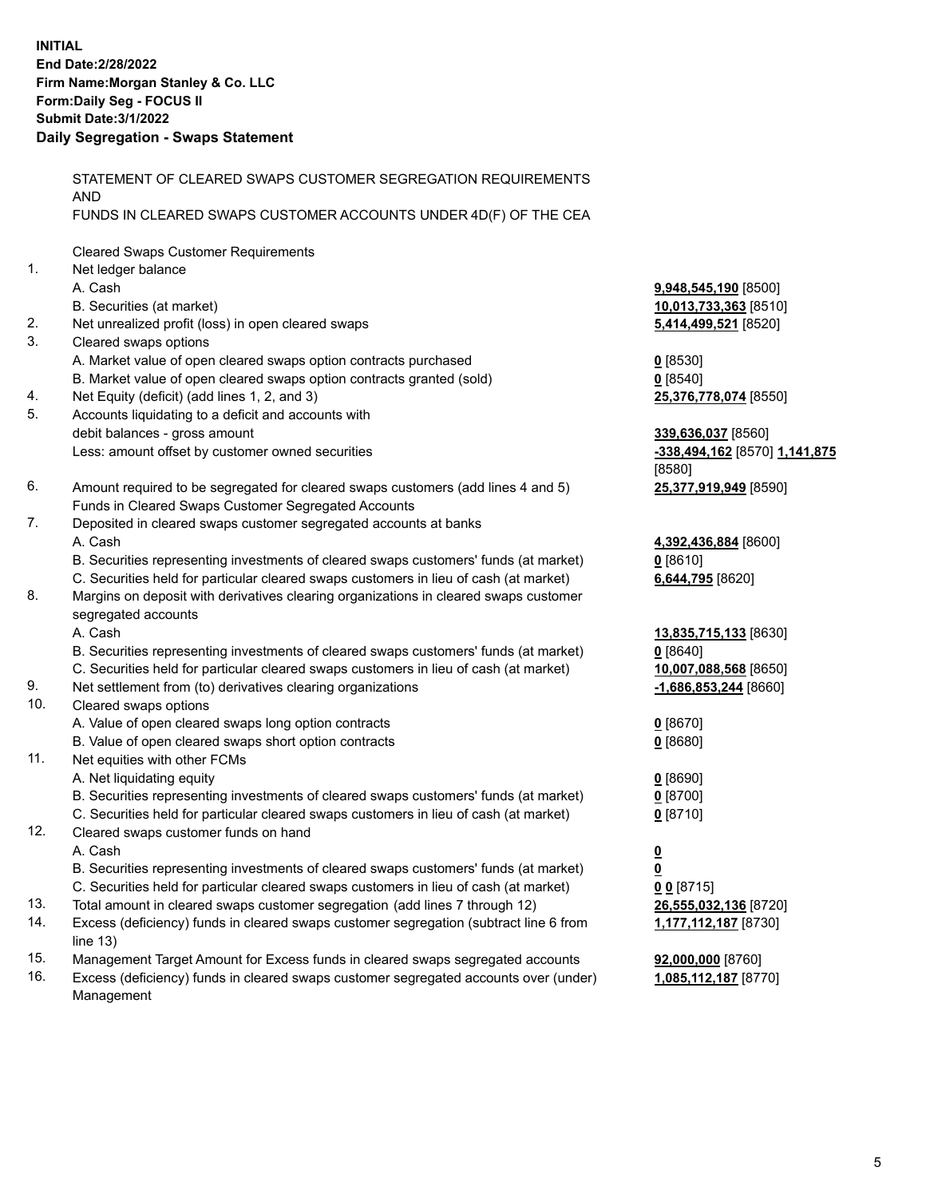**INITIAL**
**End Date:2/28/2022**
**Firm Name:Morgan Stanley & Co. LLC**
**Form:Daily Seg - FOCUS II**
**Submit Date:3/1/2022**
**Daily Segregation - Swaps Statement**

STATEMENT OF CLEARED SWAPS CUSTOMER SEGREGATION REQUIREMENTS AND
FUNDS IN CLEARED SWAPS CUSTOMER ACCOUNTS UNDER 4D(F) OF THE CEA

| | | |
|---|---|---|
| | Cleared Swaps Customer Requirements | |
| 1. | Net ledger balance | |
| | A. Cash | **9,948,545,190** [8500] |
| | B. Securities (at market) | **10,013,733,363** [8510] |
| 2. | Net unrealized profit (loss) in open cleared swaps | **5,414,499,521** [8520] |
| 3. | Cleared swaps options | |
| | A. Market value of open cleared swaps option contracts purchased | **0** [8530] |
| | B. Market value of open cleared swaps option contracts granted (sold) | **0** [8540] |
| 4. | Net Equity (deficit) (add lines 1, 2, and 3) | **25,376,778,074** [8550] |
| 5. | Accounts liquidating to a deficit and accounts with debit balances - gross amount | **339,636,037** [8560] |
| | Less: amount offset by customer owned securities | **-338,494,162** [8570] **1,141,875** [8580] |
| 6. | Amount required to be segregated for cleared swaps customers (add lines 4 and 5) | **25,377,919,949** [8590] |
| | Funds in Cleared Swaps Customer Segregated Accounts | |
| 7. | Deposited in cleared swaps customer segregated accounts at banks | |
| | A. Cash | **4,392,436,884** [8600] |
| | B. Securities representing investments of cleared swaps customers' funds (at market) | **0** [8610] |
| | C. Securities held for particular cleared swaps customers in lieu of cash (at market) | **6,644,795** [8620] |
| 8. | Margins on deposit with derivatives clearing organizations in cleared swaps customer segregated accounts | |
| | A. Cash | **13,835,715,133** [8630] |
| | B. Securities representing investments of cleared swaps customers' funds (at market) | **0** [8640] |
| | C. Securities held for particular cleared swaps customers in lieu of cash (at market) | **10,007,088,568** [8650] |
| 9. | Net settlement from (to) derivatives clearing organizations | **-1,686,853,244** [8660] |
| 10. | Cleared swaps options | |
| | A. Value of open cleared swaps long option contracts | **0** [8670] |
| | B. Value of open cleared swaps short option contracts | **0** [8680] |
| 11. | Net equities with other FCMs | |
| | A. Net liquidating equity | **0** [8690] |
| | B. Securities representing investments of cleared swaps customers' funds (at market) | **0** [8700] |
| | C. Securities held for particular cleared swaps customers in lieu of cash (at market) | **0** [8710] |
| 12. | Cleared swaps customer funds on hand | |
| | A. Cash | **0** |
| | B. Securities representing investments of cleared swaps customers' funds (at market) | **0** |
| | C. Securities held for particular cleared swaps customers in lieu of cash (at market) | **0** **0** [8715] |
| 13. | Total amount in cleared swaps customer segregation (add lines 7 through 12) | **26,555,032,136** [8720] |
| 14. | Excess (deficiency) funds in cleared swaps customer segregation (subtract line 6 from line 13) | **1,177,112,187** [8730] |
| 15. | Management Target Amount for Excess funds in cleared swaps segregated accounts | **92,000,000** [8760] |
| 16. | Excess (deficiency) funds in cleared swaps customer segregated accounts over (under) Management | **1,085,112,187** [8770] |